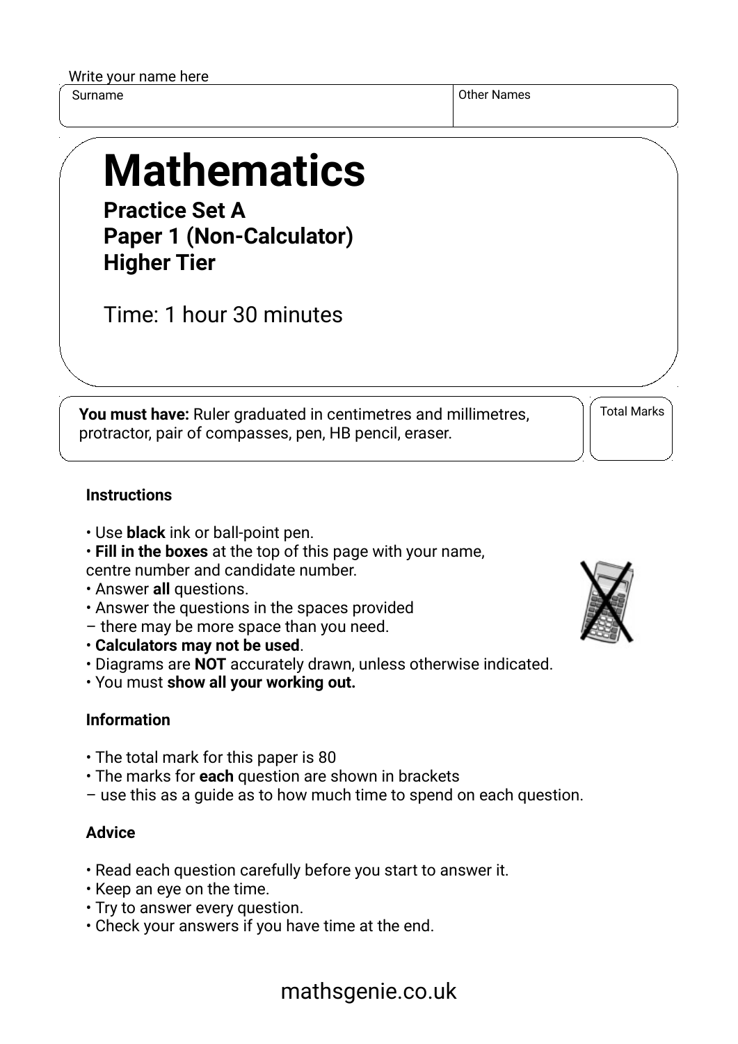Write your name here

| Surname | Other Names |
| --- | --- |
| | |

# Mathematics

**Practice Set A**
**Paper 1 (Non-Calculator)**
**Higher Tier**

Time: 1 hour 30 minutes

**You must have:** Ruler graduated in centimetres and millimetres, protractor, pair of compasses, pen, HB pencil, eraser.

Total Marks

### Instructions

- Use **black** ink or ball-point pen.
- **Fill in the boxes** at the top of this page with your name, centre number and candidate number.
- Answer **all** questions.
- Answer the questions in the spaces provided – there may be more space than you need.
- **Calculators may not be used**.
- Diagrams are **NOT** accurately drawn, unless otherwise indicated.
- You must **show all your working out.**

### Information

- The total mark for this paper is 80
- The marks for **each** question are shown in brackets – use this as a guide as to how much time to spend on each question.

### Advice

- Read each question carefully before you start to answer it.
- Keep an eye on the time.
- Try to answer every question.
- Check your answers if you have time at the end.

mathsgenie.co.uk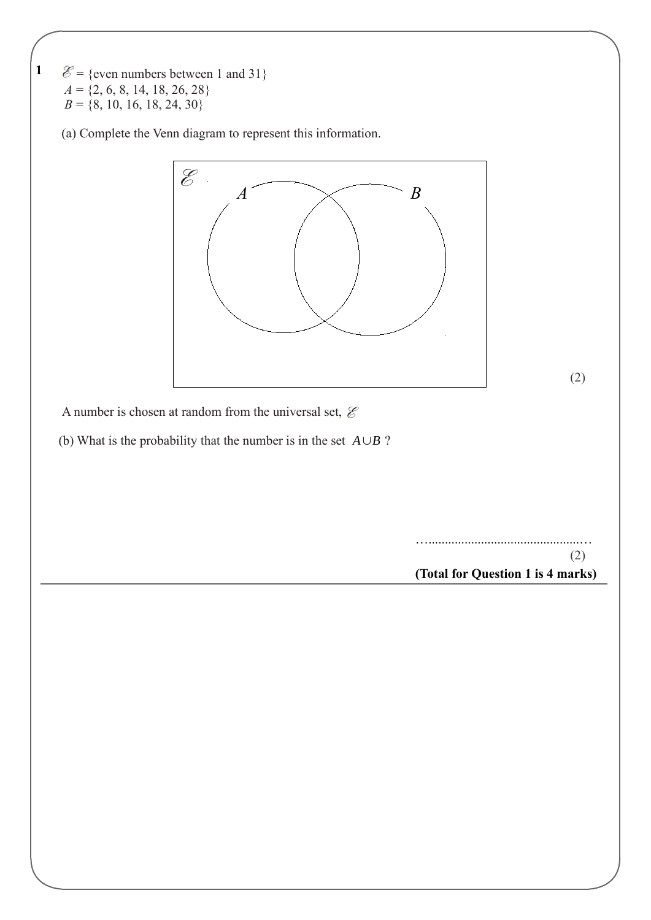**1** $\mathscr{E}$ = {even numbers between 1 and 31}
$A$ = {2, 6, 8, 14, 18, 26, 28}
$B$ = {8, 10, 16, 18, 24, 30}

(a) Complete the Venn diagram to represent this information.

$\mathscr{E}$ $A$ $B$

(2)

A number is chosen at random from the universal set, $\mathscr{E}$

(b) What is the probability that the number is in the set $A \cup B$ ?

…...............................................…

(2)

**(Total for Question 1 is 4 marks)**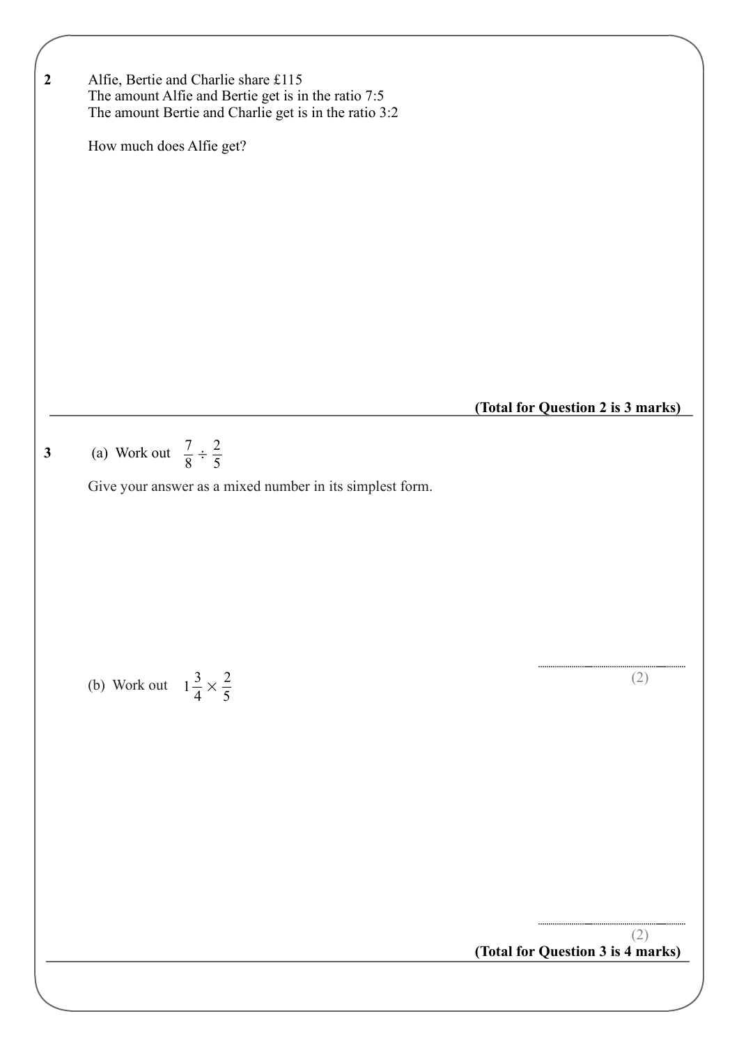**2** Alfie, Bertie and Charlie share £115
The amount Alfie and Bertie get is in the ratio 7:5
The amount Bertie and Charlie get is in the ratio 3:2

How much does Alfie get?

**(Total for Question 2 is 3 marks)**

---

**3** (a) Work out $\frac{7}{8} \div \frac{2}{5}$

Give your answer as a mixed number in its simplest form.

(2)

(b) Work out $1\frac{3}{4} \times \frac{2}{5}$

(2)

**(Total for Question 3 is 4 marks)**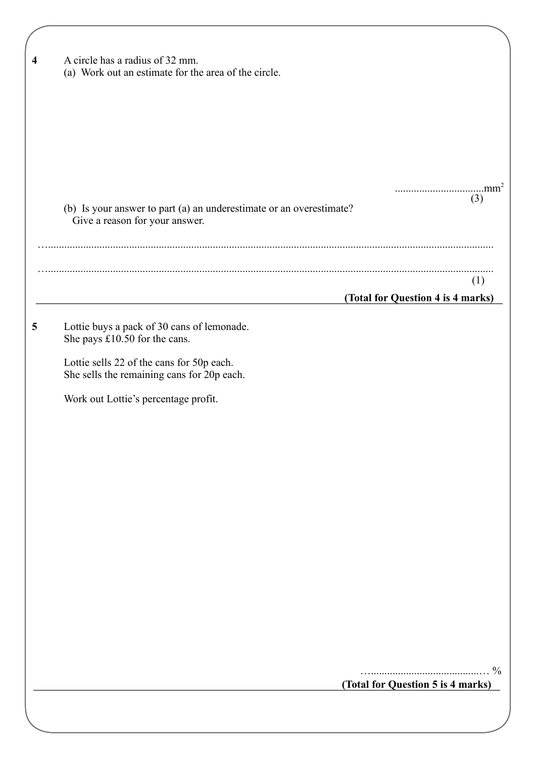**4** A circle has a radius of 32 mm.

(a) Work out an estimate for the area of the circle.

..................................$mm^2$
(3)

(b) Is your answer to part (a) an underestimate or an overestimate?
Give a reason for your answer.

.......................................................................................................................................................

.......................................................................................................................................................
(1)

**(Total for Question 4 is 4 marks)**

---

**5** Lottie buys a pack of 30 cans of lemonade.
She pays £10.50 for the cans.

Lottie sells 22 of the cans for 50p each.
She sells the remaining cans for 20p each.

Work out Lottie's percentage profit.

.............................................. %

**(Total for Question 5 is 4 marks)**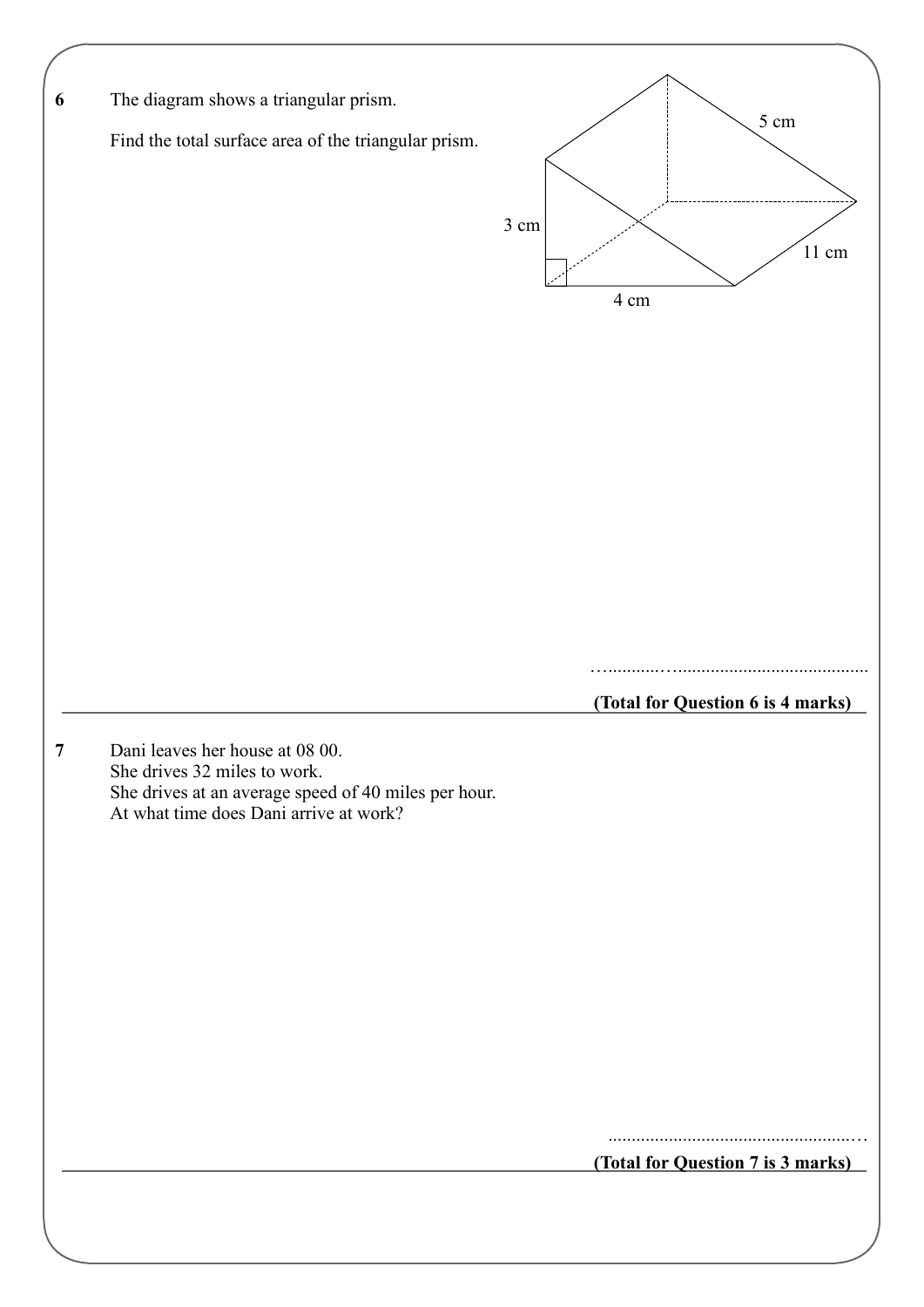**6** The diagram shows a triangular prism.

Find the total surface area of the triangular prism.

3 cm

4 cm

5 cm

11 cm

..........................................................

**(Total for Question 6 is 4 marks)**

---

**7** Dani leaves her house at 08 00.
She drives 32 miles to work.
She drives at an average speed of 40 miles per hour.
At what time does Dani arrive at work?

..........................................................

**(Total for Question 7 is 3 marks)**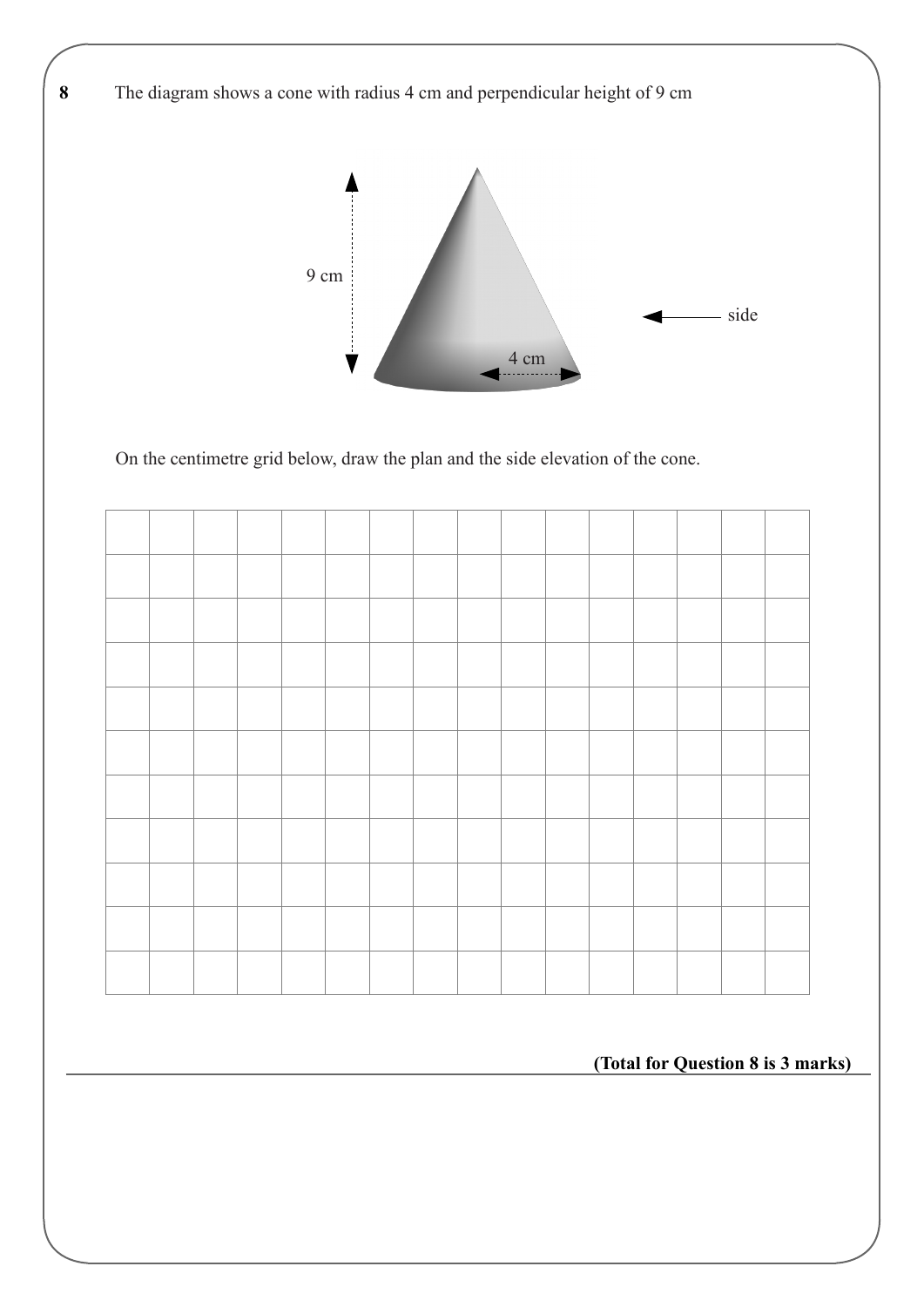**8** The diagram shows a cone with radius 4 cm and perpendicular height of 9 cm

9 cm

4 cm

side

On the centimetre grid below, draw the plan and the side elevation of the cone.

**(Total for Question 8 is 3 marks)**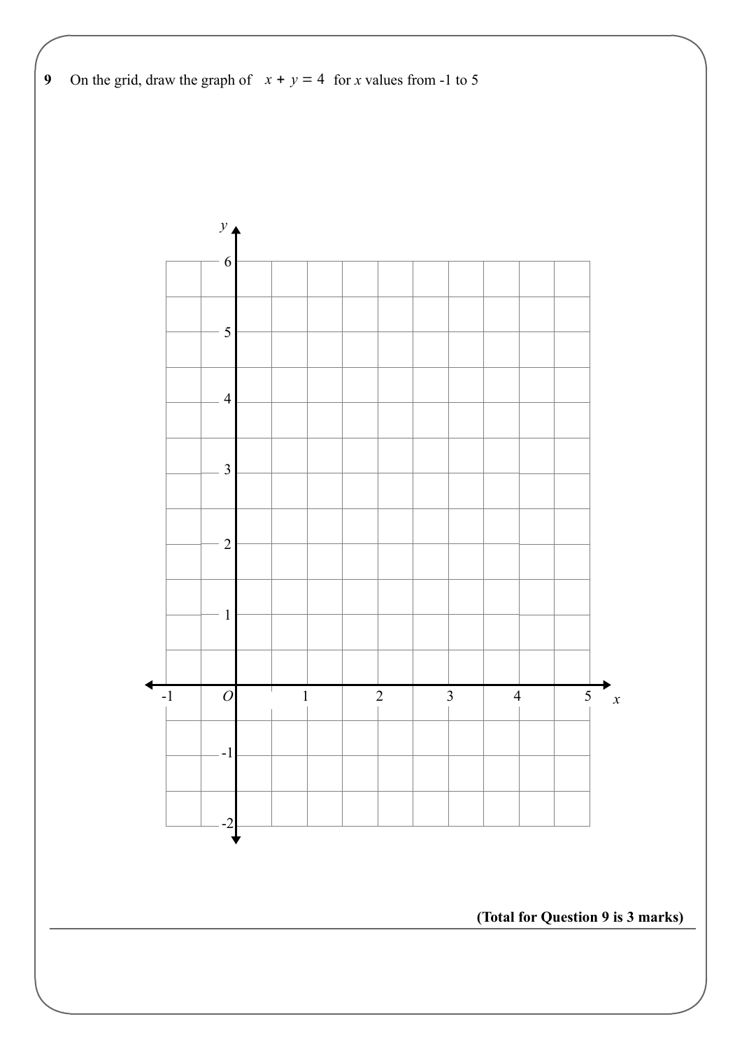**9** On the grid, draw the graph of $x + y = 4$ for $x$ values from -1 to 5

**(Total for Question 9 is 3 marks)**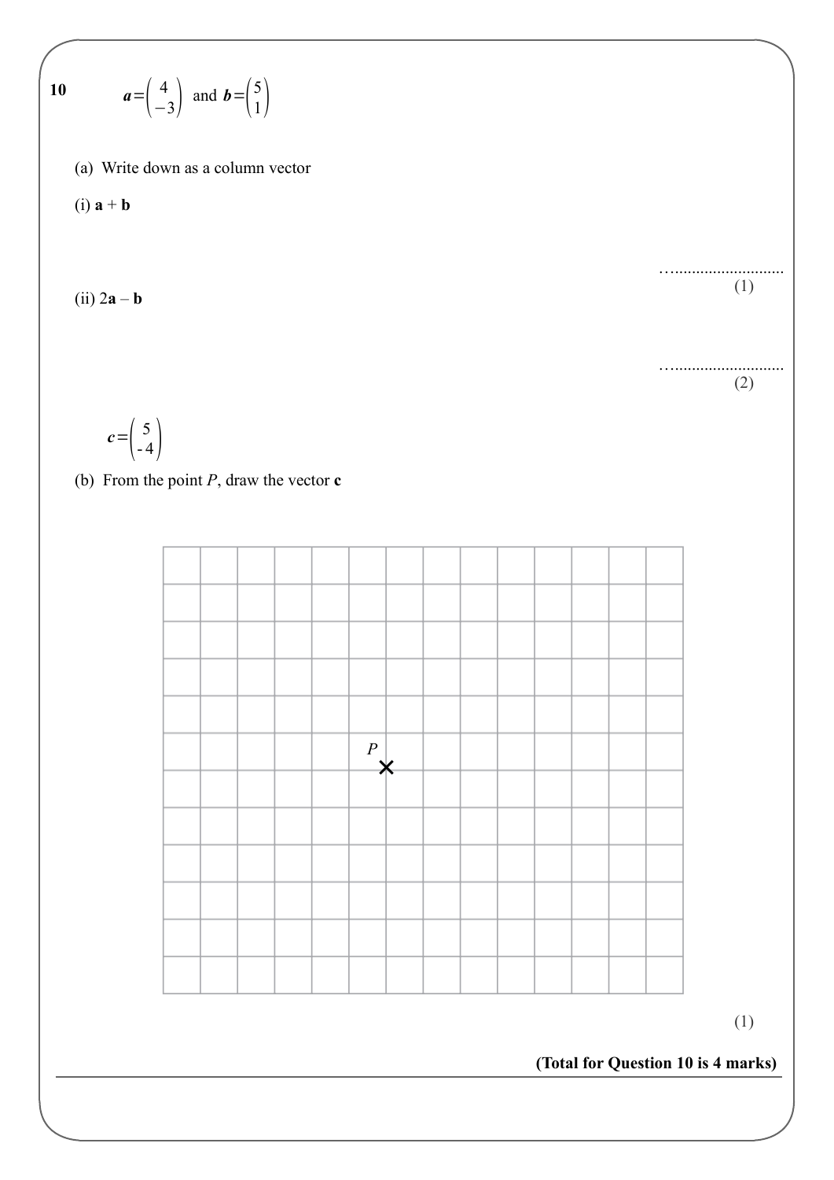**10** $\quad \boldsymbol{a} = \begin{pmatrix} 4 \\ -3 \end{pmatrix}$ and $\boldsymbol{b} = \begin{pmatrix} 5 \\ 1 \end{pmatrix}$

(a) Write down as a column vector

(i) $\mathbf{a} + \mathbf{b}$

..............................
(1)

(ii) $2\mathbf{a} - \mathbf{b}$

..............................
(2)

$\boldsymbol{c} = \begin{pmatrix} 5 \\ -4 \end{pmatrix}$

(b) From the point $P$, draw the vector $\mathbf{c}$

(1)

**(Total for Question 10 is 4 marks)**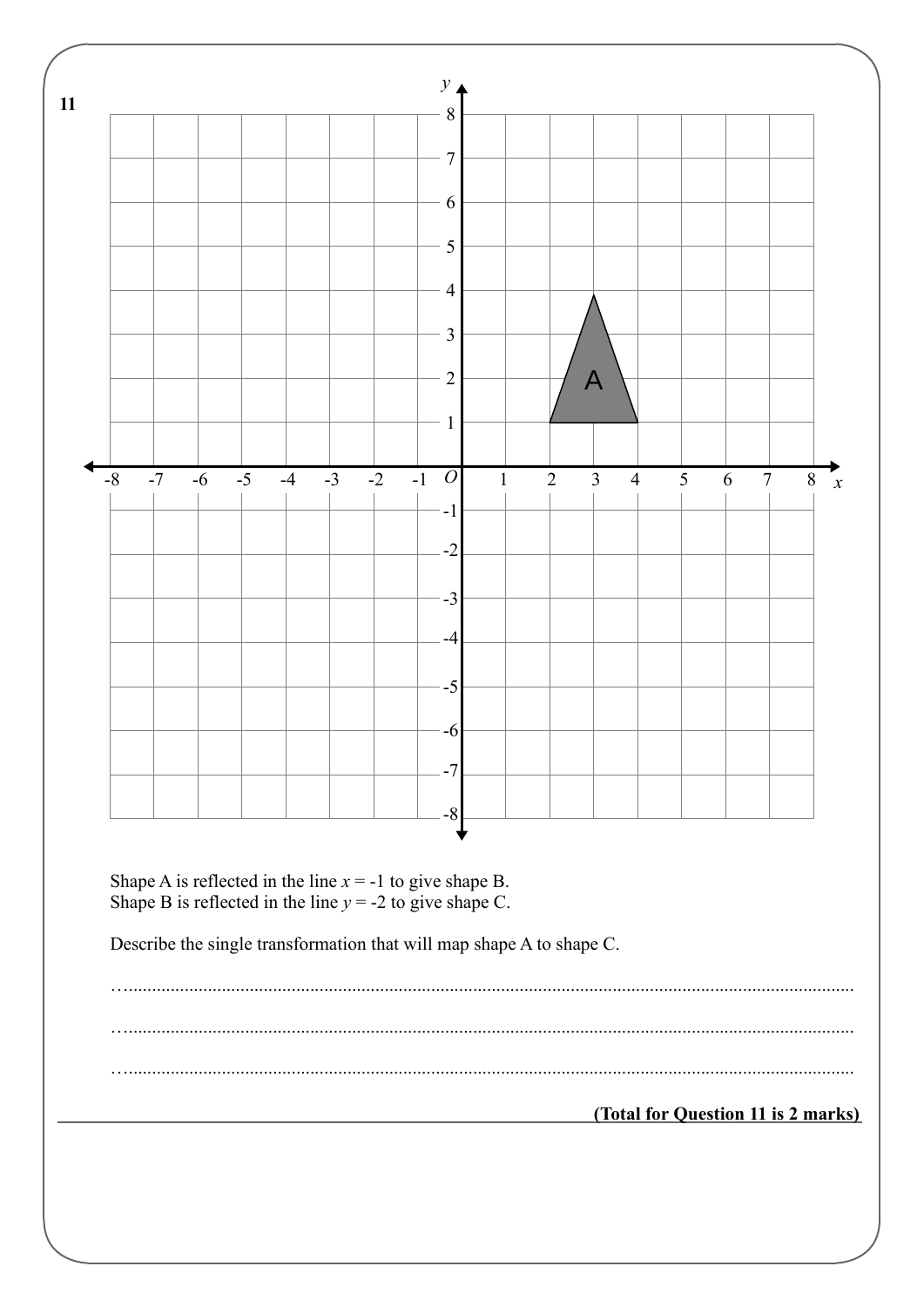**11**

Shape A is reflected in the line $x = -1$ to give shape B.
Shape B is reflected in the line $y = -2$ to give shape C.

Describe the single transformation that will map shape A to shape C.

................................................................................................................................................

................................................................................................................................................

................................................................................................................................................

**(Total for Question 11 is 2 marks)**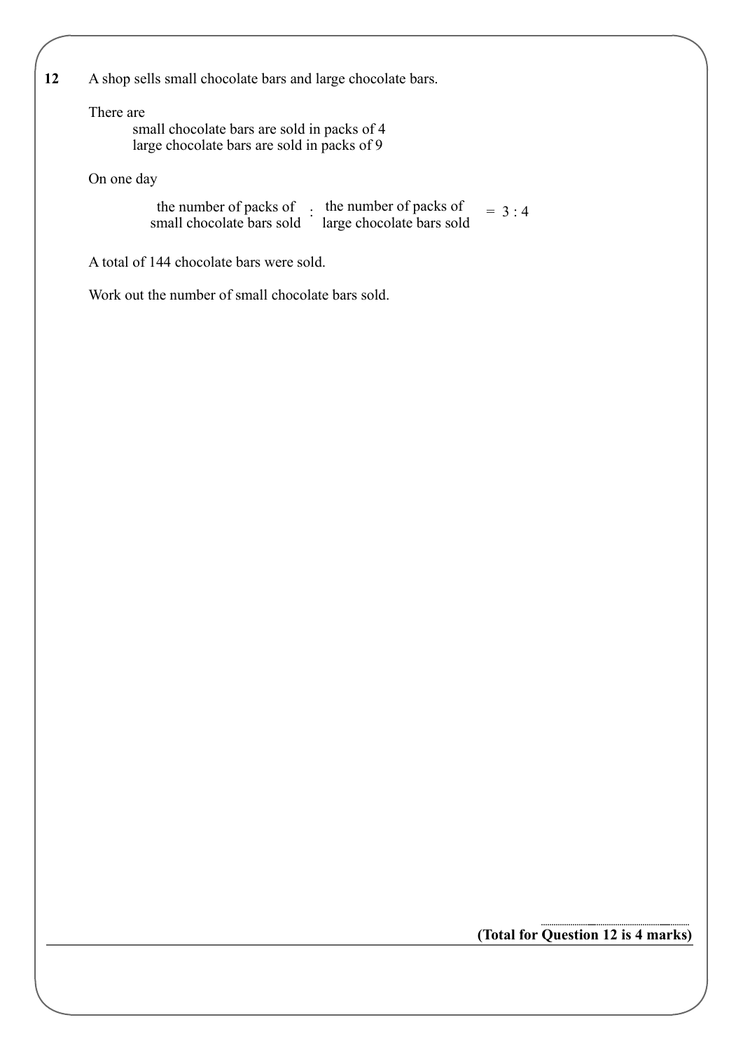**12** A shop sells small chocolate bars and large chocolate bars.

There are

small chocolate bars are sold in packs of 4
large chocolate bars are sold in packs of 9

On one day

the number of packs of small chocolate bars sold : the number of packs of large chocolate bars sold = 3 : 4

A total of 144 chocolate bars were sold.

Work out the number of small chocolate bars sold.

..............................

**(Total for Question 12 is 4 marks)**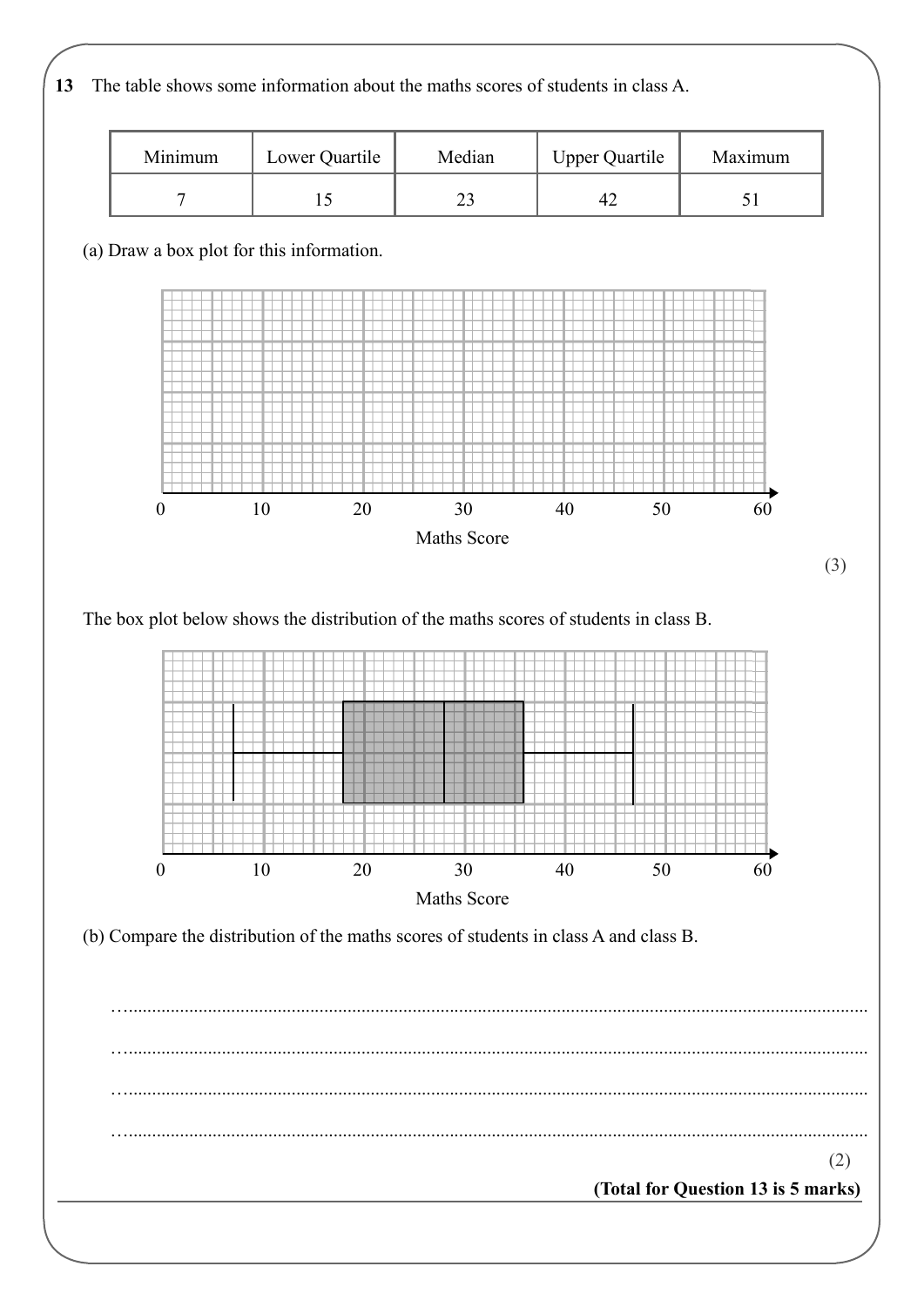**13** The table shows some information about the maths scores of students in class A.

| Minimum | Lower Quartile | Median | Upper Quartile | Maximum |
|---|---|---|---|---|
| 7 | 15 | 23 | 42 | 51 |

(a) Draw a box plot for this information.

0 10 20 30 40 50 60

Maths Score

**(3)**

The box plot below shows the distribution of the maths scores of students in class B.

0 10 20 30 40 50 60

Maths Score

(b) Compare the distribution of the maths scores of students in class A and class B.

........................................................................................................................................

........................................................................................................................................

........................................................................................................................................

........................................................................................................................................

**(2)**

**(Total for Question 13 is 5 marks)**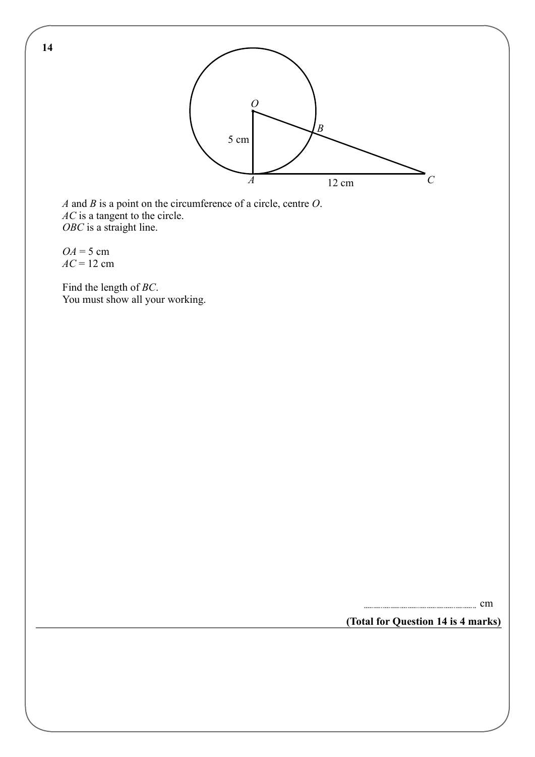**14**

*A* and *B* is a point on the circumference of a circle, centre *O*.
*AC* is a tangent to the circle.
*OBC* is a straight line.

$OA = 5$ cm
$AC = 12$ cm

Find the length of *BC*.
You must show all your working.

.......................................................... cm

**(Total for Question 14 is 4 marks)**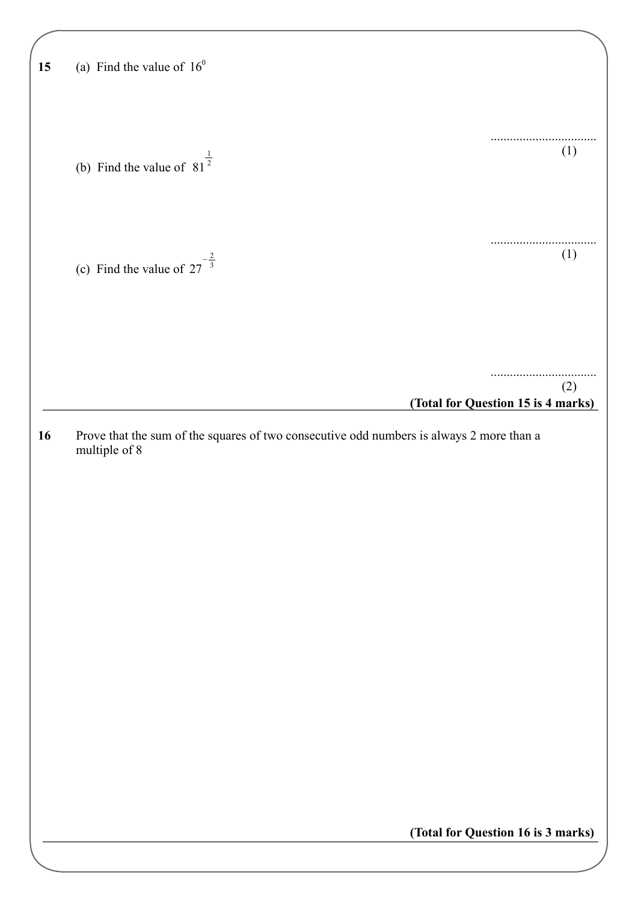**15** (a) Find the value of $16^0$

..................................
(1)

(b) Find the value of $81^{\frac{1}{2}}$

..................................
(1)

(c) Find the value of $27^{-\frac{2}{3}}$

..................................
(2)

**(Total for Question 15 is 4 marks)**

---

**16** Prove that the sum of the squares of two consecutive odd numbers is always 2 more than a multiple of 8

**(Total for Question 16 is 3 marks)**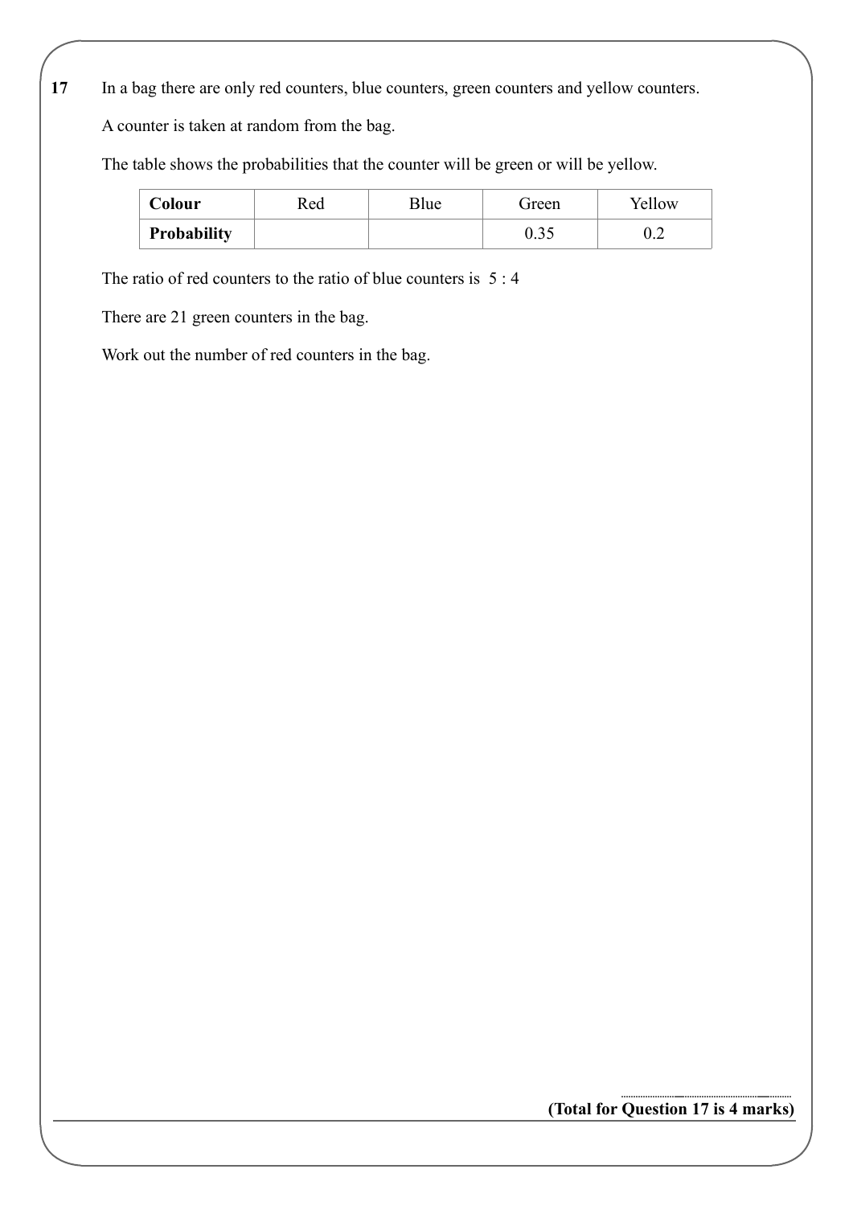**17** In a bag there are only red counters, blue counters, green counters and yellow counters.

A counter is taken at random from the bag.

The table shows the probabilities that the counter will be green or will be yellow.

| **Colour** | Red | Blue | Green | Yellow |
|---|---|---|---|---|
| **Probability** | | | 0.35 | 0.2 |

The ratio of red counters to the ratio of blue counters is 5 : 4

There are 21 green counters in the bag.

Work out the number of red counters in the bag.

..............................................

**(Total for Question 17 is 4 marks)**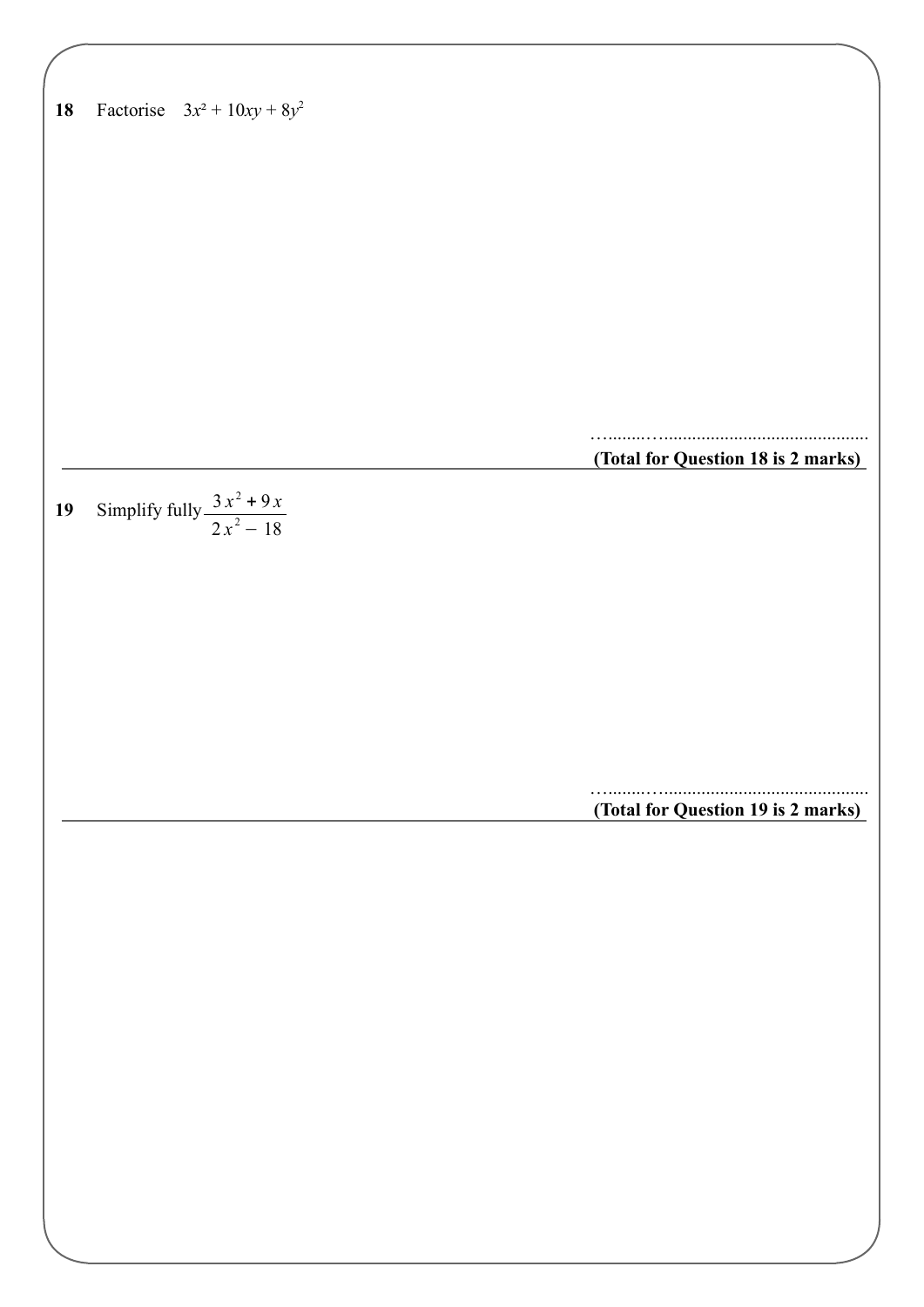**18** Factorise $3x^2 + 10xy + 8y^2$

........................................................

**(Total for Question 18 is 2 marks)**

---

**19** Simplify fully $\dfrac{3x^2 + 9x}{2x^2 - 18}$

........................................................

**(Total for Question 19 is 2 marks)**

---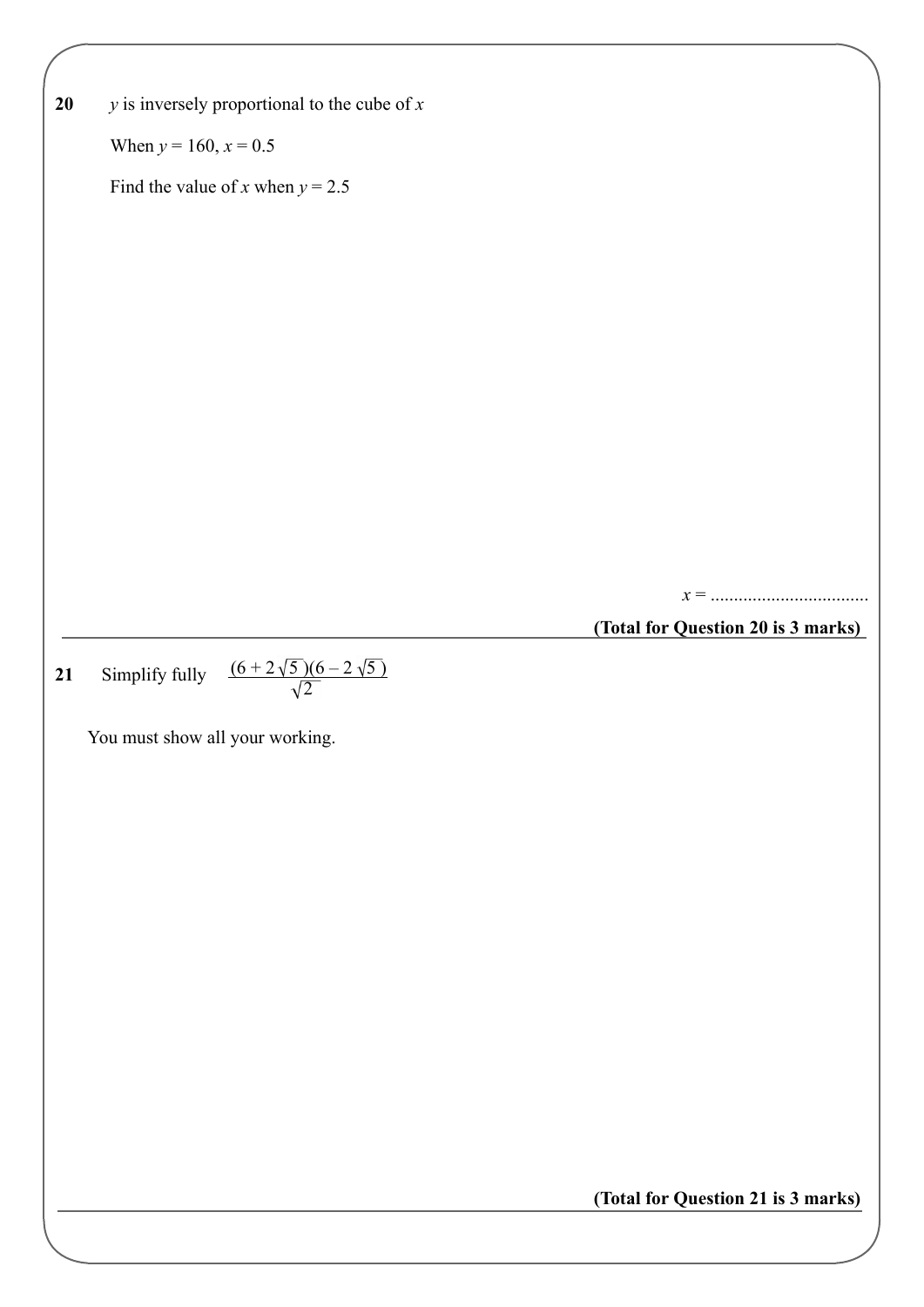**20** $y$ is inversely proportional to the cube of $x$

When $y = 160$, $x = 0.5$

Find the value of $x$ when $y = 2.5$

$x = $ ..................................

**(Total for Question 20 is 3 marks)**

---

**21** Simplify fully $\dfrac{(6 + 2\sqrt{5})(6 - 2\sqrt{5})}{\sqrt{2}}$

You must show all your working.

**(Total for Question 21 is 3 marks)**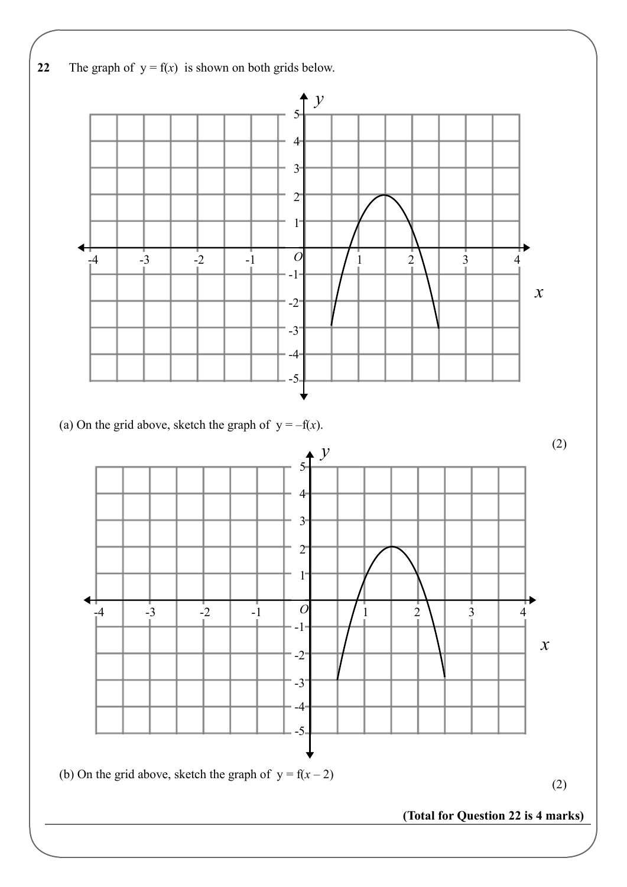**22** The graph of $y = f(x)$ is shown on both grids below.

(a) On the grid above, sketch the graph of $y = -f(x)$.

(2)

(b) On the grid above, sketch the graph of $y = f(x - 2)$

(2)

**(Total for Question 22 is 4 marks)**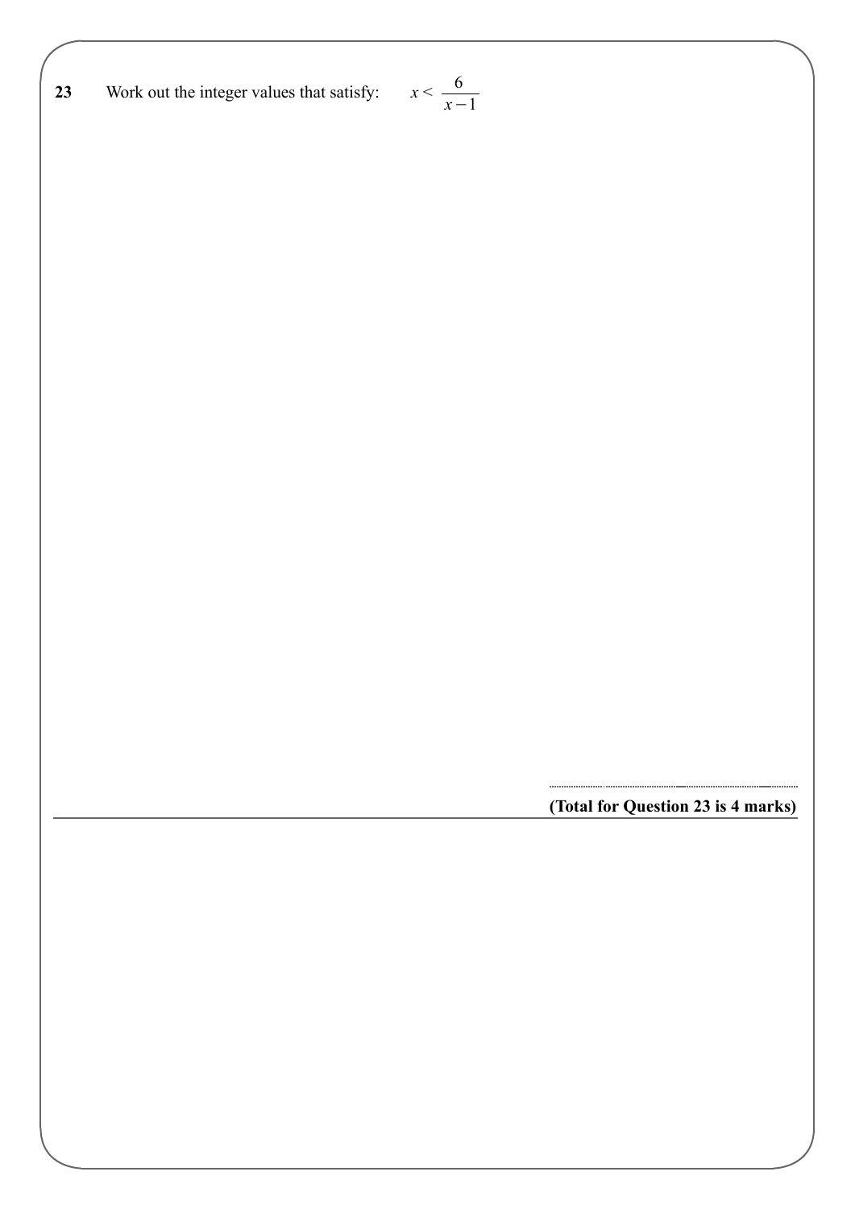**23** Work out the integer values that satisfy: $x < \dfrac{6}{x-1}$

..................................................

**(Total for Question 23 is 4 marks)**